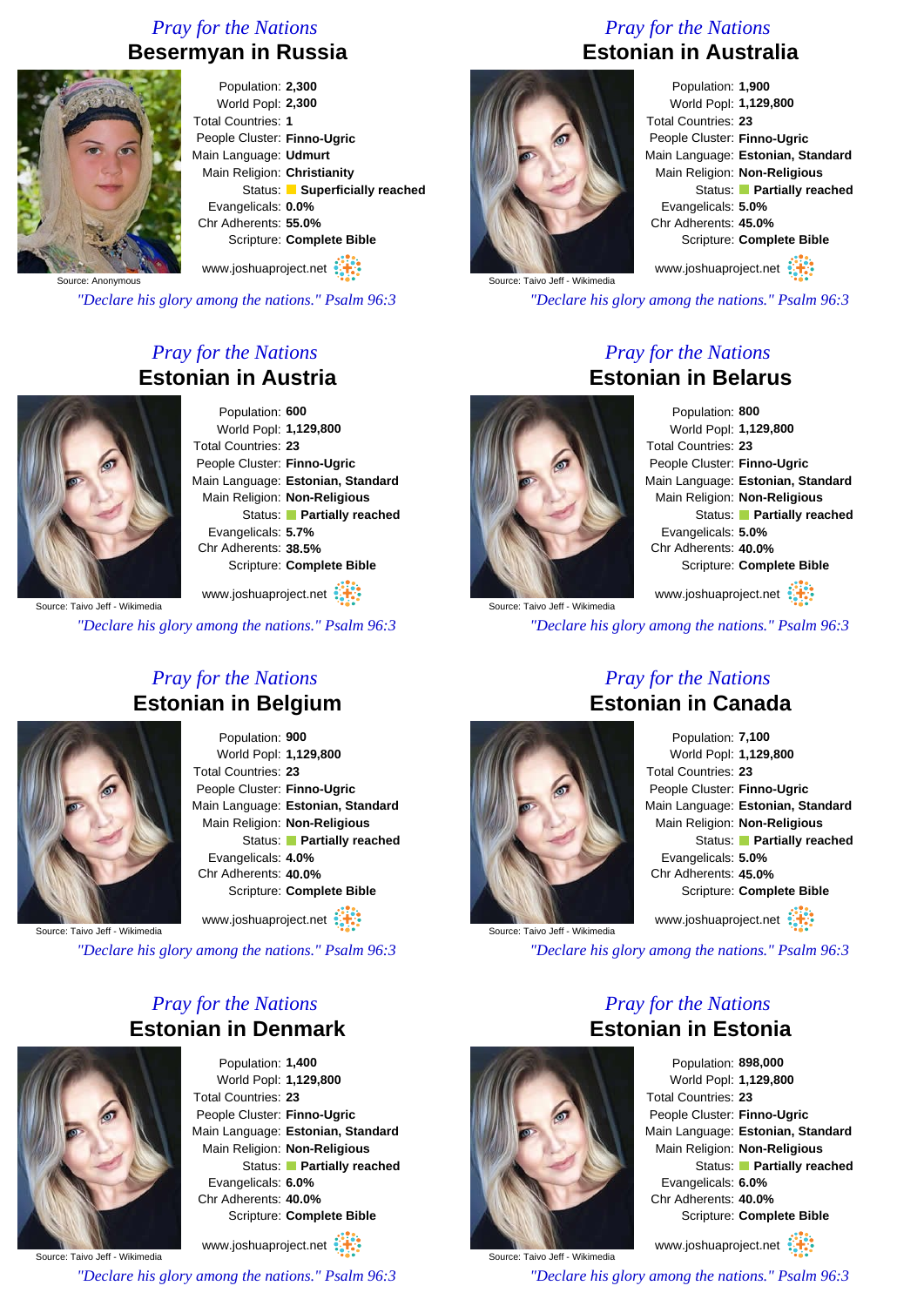## Pray for the Nations
# Besermyan in Russia

Source: Anonymous

Population: **2,300**
World Popl: **2,300**
Total Countries: **1**
People Cluster: **Finno-Ugric**
Main Language: **Udmurt**
Main Religion: **Christianity**
Status: **Superficially reached**
Evangelicals: **0.0%**
Chr Adherents: **55.0%**
Scripture: **Complete Bible**

www.joshuaproject.net

*"Declare his glory among the nations." Psalm 96:3*

## Pray for the Nations
# Estonian in Australia

Source: Taivo Jeff - Wikimedia

Population: **1,900**
World Popl: **1,129,800**
Total Countries: **23**
People Cluster: **Finno-Ugric**
Main Language: **Estonian, Standard**
Main Religion: **Non-Religious**
Status: **Partially reached**
Evangelicals: **5.0%**
Chr Adherents: **45.0%**
Scripture: **Complete Bible**

www.joshuaproject.net

*"Declare his glory among the nations." Psalm 96:3*

## Pray for the Nations
# Estonian in Austria

Source: Taivo Jeff - Wikimedia

Population: **600**
World Popl: **1,129,800**
Total Countries: **23**
People Cluster: **Finno-Ugric**
Main Language: **Estonian, Standard**
Main Religion: **Non-Religious**
Status: **Partially reached**
Evangelicals: **5.7%**
Chr Adherents: **38.5%**
Scripture: **Complete Bible**

www.joshuaproject.net

*"Declare his glory among the nations." Psalm 96:3*

## Pray for the Nations
# Estonian in Belarus

Source: Taivo Jeff - Wikimedia

Population: **800**
World Popl: **1,129,800**
Total Countries: **23**
People Cluster: **Finno-Ugric**
Main Language: **Estonian, Standard**
Main Religion: **Non-Religious**
Status: **Partially reached**
Evangelicals: **5.0%**
Chr Adherents: **40.0%**
Scripture: **Complete Bible**

www.joshuaproject.net

*"Declare his glory among the nations." Psalm 96:3*

## Pray for the Nations
# Estonian in Belgium

Source: Taivo Jeff - Wikimedia

Population: **900**
World Popl: **1,129,800**
Total Countries: **23**
People Cluster: **Finno-Ugric**
Main Language: **Estonian, Standard**
Main Religion: **Non-Religious**
Status: **Partially reached**
Evangelicals: **4.0%**
Chr Adherents: **40.0%**
Scripture: **Complete Bible**

www.joshuaproject.net

*"Declare his glory among the nations." Psalm 96:3*

## Pray for the Nations
# Estonian in Canada

Source: Taivo Jeff - Wikimedia

Population: **7,100**
World Popl: **1,129,800**
Total Countries: **23**
People Cluster: **Finno-Ugric**
Main Language: **Estonian, Standard**
Main Religion: **Non-Religious**
Status: **Partially reached**
Evangelicals: **5.0%**
Chr Adherents: **45.0%**
Scripture: **Complete Bible**

www.joshuaproject.net

*"Declare his glory among the nations." Psalm 96:3*

## Pray for the Nations
# Estonian in Denmark

Source: Taivo Jeff - Wikimedia

Population: **1,400**
World Popl: **1,129,800**
Total Countries: **23**
People Cluster: **Finno-Ugric**
Main Language: **Estonian, Standard**
Main Religion: **Non-Religious**
Status: **Partially reached**
Evangelicals: **6.0%**
Chr Adherents: **40.0%**
Scripture: **Complete Bible**

www.joshuaproject.net

*"Declare his glory among the nations." Psalm 96:3*

## Pray for the Nations
# Estonian in Estonia

Source: Taivo Jeff - Wikimedia

Population: **898,000**
World Popl: **1,129,800**
Total Countries: **23**
People Cluster: **Finno-Ugric**
Main Language: **Estonian, Standard**
Main Religion: **Non-Religious**
Status: **Partially reached**
Evangelicals: **6.0%**
Chr Adherents: **40.0%**
Scripture: **Complete Bible**

www.joshuaproject.net

*"Declare his glory among the nations." Psalm 96:3*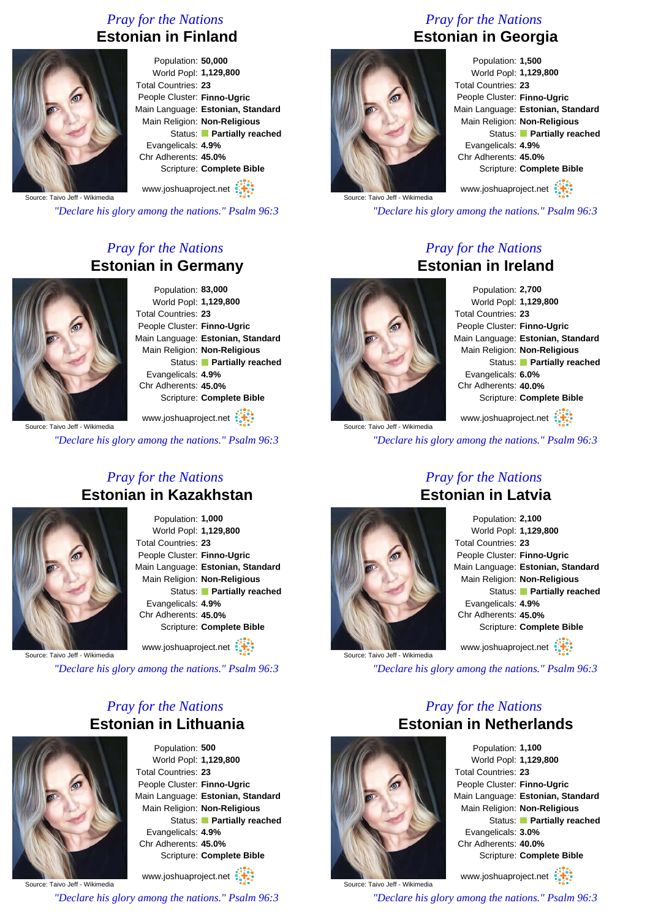*Pray for the Nations*

## Estonian in Finland

Source: Taivo Jeff - Wikimedia

Population: **50,000**
World Popl: **1,129,800**
Total Countries: **23**
People Cluster: **Finno-Ugric**
Main Language: **Estonian, Standard**
Main Religion: **Non-Religious**
Status: **Partially reached**
Evangelicals: **4.9%**
Chr Adherents: **45.0%**
Scripture: **Complete Bible**

www.joshuaproject.net

*"Declare his glory among the nations." Psalm 96:3*

*Pray for the Nations*

## Estonian in Georgia

Source: Taivo Jeff - Wikimedia

Population: **1,500**
World Popl: **1,129,800**
Total Countries: **23**
People Cluster: **Finno-Ugric**
Main Language: **Estonian, Standard**
Main Religion: **Non-Religious**
Status: **Partially reached**
Evangelicals: **4.9%**
Chr Adherents: **45.0%**
Scripture: **Complete Bible**

www.joshuaproject.net

*"Declare his glory among the nations." Psalm 96:3*

*Pray for the Nations*

## Estonian in Germany

Source: Taivo Jeff - Wikimedia

Population: **83,000**
World Popl: **1,129,800**
Total Countries: **23**
People Cluster: **Finno-Ugric**
Main Language: **Estonian, Standard**
Main Religion: **Non-Religious**
Status: **Partially reached**
Evangelicals: **4.9%**
Chr Adherents: **45.0%**
Scripture: **Complete Bible**

www.joshuaproject.net

*"Declare his glory among the nations." Psalm 96:3*

*Pray for the Nations*

## Estonian in Ireland

Source: Taivo Jeff - Wikimedia

Population: **2,700**
World Popl: **1,129,800**
Total Countries: **23**
People Cluster: **Finno-Ugric**
Main Language: **Estonian, Standard**
Main Religion: **Non-Religious**
Status: **Partially reached**
Evangelicals: **6.0%**
Chr Adherents: **40.0%**
Scripture: **Complete Bible**

www.joshuaproject.net

*"Declare his glory among the nations." Psalm 96:3*

*Pray for the Nations*

## Estonian in Kazakhstan

Source: Taivo Jeff - Wikimedia

Population: **1,000**
World Popl: **1,129,800**
Total Countries: **23**
People Cluster: **Finno-Ugric**
Main Language: **Estonian, Standard**
Main Religion: **Non-Religious**
Status: **Partially reached**
Evangelicals: **4.9%**
Chr Adherents: **45.0%**
Scripture: **Complete Bible**

www.joshuaproject.net

*"Declare his glory among the nations." Psalm 96:3*

*Pray for the Nations*

## Estonian in Latvia

Source: Taivo Jeff - Wikimedia

Population: **2,100**
World Popl: **1,129,800**
Total Countries: **23**
People Cluster: **Finno-Ugric**
Main Language: **Estonian, Standard**
Main Religion: **Non-Religious**
Status: **Partially reached**
Evangelicals: **4.9%**
Chr Adherents: **45.0%**
Scripture: **Complete Bible**

www.joshuaproject.net

*"Declare his glory among the nations." Psalm 96:3*

*Pray for the Nations*

## Estonian in Lithuania

Source: Taivo Jeff - Wikimedia

Population: **500**
World Popl: **1,129,800**
Total Countries: **23**
People Cluster: **Finno-Ugric**
Main Language: **Estonian, Standard**
Main Religion: **Non-Religious**
Status: **Partially reached**
Evangelicals: **4.9%**
Chr Adherents: **45.0%**
Scripture: **Complete Bible**

www.joshuaproject.net

*"Declare his glory among the nations." Psalm 96:3*

*Pray for the Nations*

## Estonian in Netherlands

Source: Taivo Jeff - Wikimedia

Population: **1,100**
World Popl: **1,129,800**
Total Countries: **23**
People Cluster: **Finno-Ugric**
Main Language: **Estonian, Standard**
Main Religion: **Non-Religious**
Status: **Partially reached**
Evangelicals: **3.0%**
Chr Adherents: **40.0%**
Scripture: **Complete Bible**

www.joshuaproject.net

*"Declare his glory among the nations." Psalm 96:3*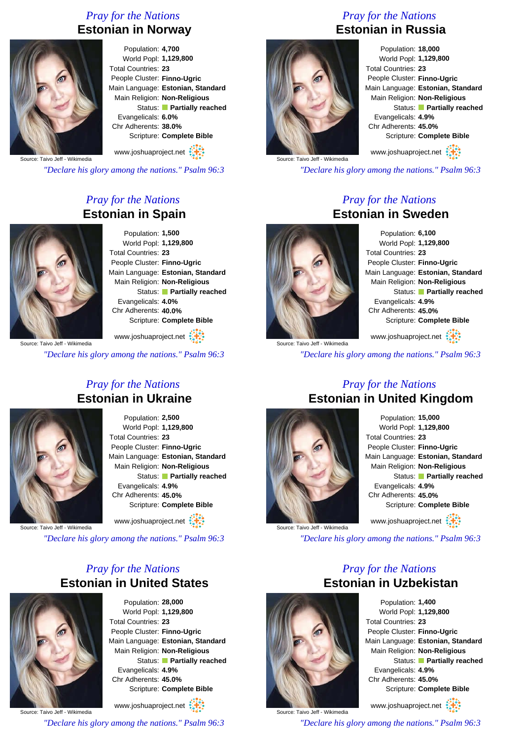*Pray for the Nations*

## Estonian in Norway

Population: **4,700**
World Popl: **1,129,800**
Total Countries: **23**
People Cluster: **Finno-Ugric**
Main Language: **Estonian, Standard**
Main Religion: **Non-Religious**
Status: **Partially reached**
Evangelicals: **6.0%**
Chr Adherents: **38.0%**
Scripture: **Complete Bible**

Source: Taivo Jeff - Wikimedia

www.joshuaproject.net

*"Declare his glory among the nations." Psalm 96:3*

*Pray for the Nations*

## Estonian in Russia

Population: **18,000**
World Popl: **1,129,800**
Total Countries: **23**
People Cluster: **Finno-Ugric**
Main Language: **Estonian, Standard**
Main Religion: **Non-Religious**
Status: **Partially reached**
Evangelicals: **4.9%**
Chr Adherents: **45.0%**
Scripture: **Complete Bible**

Source: Taivo Jeff - Wikimedia

www.joshuaproject.net

*"Declare his glory among the nations." Psalm 96:3*

*Pray for the Nations*

## Estonian in Spain

Population: **1,500**
World Popl: **1,129,800**
Total Countries: **23**
People Cluster: **Finno-Ugric**
Main Language: **Estonian, Standard**
Main Religion: **Non-Religious**
Status: **Partially reached**
Evangelicals: **4.0%**
Chr Adherents: **40.0%**
Scripture: **Complete Bible**

Source: Taivo Jeff - Wikimedia

www.joshuaproject.net

*"Declare his glory among the nations." Psalm 96:3*

*Pray for the Nations*

## Estonian in Sweden

Population: **6,100**
World Popl: **1,129,800**
Total Countries: **23**
People Cluster: **Finno-Ugric**
Main Language: **Estonian, Standard**
Main Religion: **Non-Religious**
Status: **Partially reached**
Evangelicals: **4.9%**
Chr Adherents: **45.0%**
Scripture: **Complete Bible**

Source: Taivo Jeff - Wikimedia

www.joshuaproject.net

*"Declare his glory among the nations." Psalm 96:3*

*Pray for the Nations*

## Estonian in Ukraine

Population: **2,500**
World Popl: **1,129,800**
Total Countries: **23**
People Cluster: **Finno-Ugric**
Main Language: **Estonian, Standard**
Main Religion: **Non-Religious**
Status: **Partially reached**
Evangelicals: **4.9%**
Chr Adherents: **45.0%**
Scripture: **Complete Bible**

Source: Taivo Jeff - Wikimedia

www.joshuaproject.net

*"Declare his glory among the nations." Psalm 96:3*

*Pray for the Nations*

## Estonian in United Kingdom

Population: **15,000**
World Popl: **1,129,800**
Total Countries: **23**
People Cluster: **Finno-Ugric**
Main Language: **Estonian, Standard**
Main Religion: **Non-Religious**
Status: **Partially reached**
Evangelicals: **4.9%**
Chr Adherents: **45.0%**
Scripture: **Complete Bible**

Source: Taivo Jeff - Wikimedia

www.joshuaproject.net

*"Declare his glory among the nations." Psalm 96:3*

*Pray for the Nations*

## Estonian in United States

Population: **28,000**
World Popl: **1,129,800**
Total Countries: **23**
People Cluster: **Finno-Ugric**
Main Language: **Estonian, Standard**
Main Religion: **Non-Religious**
Status: **Partially reached**
Evangelicals: **4.9%**
Chr Adherents: **45.0%**
Scripture: **Complete Bible**

Source: Taivo Jeff - Wikimedia

www.joshuaproject.net

*"Declare his glory among the nations." Psalm 96:3*

*Pray for the Nations*

## Estonian in Uzbekistan

Population: **1,400**
World Popl: **1,129,800**
Total Countries: **23**
People Cluster: **Finno-Ugric**
Main Language: **Estonian, Standard**
Main Religion: **Non-Religious**
Status: **Partially reached**
Evangelicals: **4.9%**
Chr Adherents: **45.0%**
Scripture: **Complete Bible**

Source: Taivo Jeff - Wikimedia

www.joshuaproject.net

*"Declare his glory among the nations." Psalm 96:3*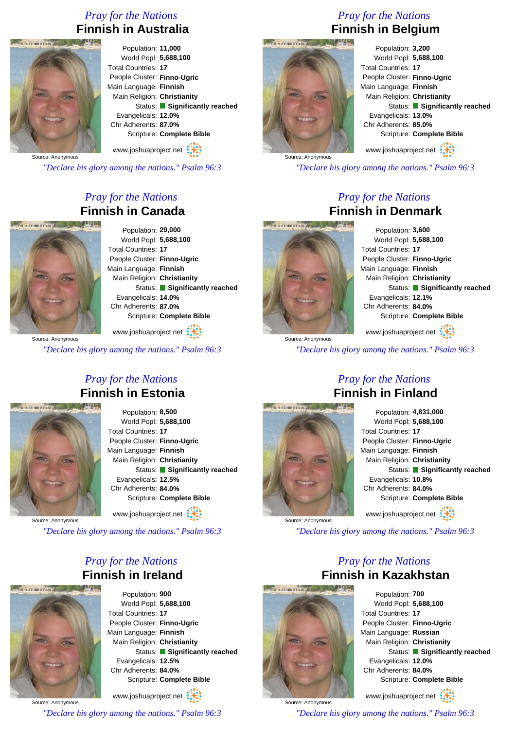*Pray for the Nations*

## Finnish in Australia

Population: **11,000**
World Popl: **5,688,100**
Total Countries: **17**
People Cluster: **Finno-Ugric**
Main Language: **Finnish**
Main Religion: **Christianity**
Status: **Significantly reached**
Evangelicals: **12.0%**
Chr Adherents: **87.0%**
Scripture: **Complete Bible**

Source: Anonymous

www.joshuaproject.net

*"Declare his glory among the nations." Psalm 96:3*

*Pray for the Nations*

## Finnish in Belgium

Population: **3,200**
World Popl: **5,688,100**
Total Countries: **17**
People Cluster: **Finno-Ugric**
Main Language: **Finnish**
Main Religion: **Christianity**
Status: **Significantly reached**
Evangelicals: **13.0%**
Chr Adherents: **85.0%**
Scripture: **Complete Bible**

Source: Anonymous

www.joshuaproject.net

*"Declare his glory among the nations." Psalm 96:3*

*Pray for the Nations*

## Finnish in Canada

Population: **29,000**
World Popl: **5,688,100**
Total Countries: **17**
People Cluster: **Finno-Ugric**
Main Language: **Finnish**
Main Religion: **Christianity**
Status: **Significantly reached**
Evangelicals: **14.0%**
Chr Adherents: **87.0%**
Scripture: **Complete Bible**

Source: Anonymous

www.joshuaproject.net

*"Declare his glory among the nations." Psalm 96:3*

*Pray for the Nations*

## Finnish in Denmark

Population: **3,600**
World Popl: **5,688,100**
Total Countries: **17**
People Cluster: **Finno-Ugric**
Main Language: **Finnish**
Main Religion: **Christianity**
Status: **Significantly reached**
Evangelicals: **12.1%**
Chr Adherents: **84.0%**
Scripture: **Complete Bible**

Source: Anonymous

www.joshuaproject.net

*"Declare his glory among the nations." Psalm 96:3*

*Pray for the Nations*

## Finnish in Estonia

Population: **8,500**
World Popl: **5,688,100**
Total Countries: **17**
People Cluster: **Finno-Ugric**
Main Language: **Finnish**
Main Religion: **Christianity**
Status: **Significantly reached**
Evangelicals: **12.5%**
Chr Adherents: **84.0%**
Scripture: **Complete Bible**

Source: Anonymous

www.joshuaproject.net

*"Declare his glory among the nations." Psalm 96:3*

*Pray for the Nations*

## Finnish in Finland

Population: **4,831,000**
World Popl: **5,688,100**
Total Countries: **17**
People Cluster: **Finno-Ugric**
Main Language: **Finnish**
Main Religion: **Christianity**
Status: **Significantly reached**
Evangelicals: **10.8%**
Chr Adherents: **84.0%**
Scripture: **Complete Bible**

Source: Anonymous

www.joshuaproject.net

*"Declare his glory among the nations." Psalm 96:3*

*Pray for the Nations*

## Finnish in Ireland

Population: **900**
World Popl: **5,688,100**
Total Countries: **17**
People Cluster: **Finno-Ugric**
Main Language: **Finnish**
Main Religion: **Christianity**
Status: **Significantly reached**
Evangelicals: **12.5%**
Chr Adherents: **84.0%**
Scripture: **Complete Bible**

Source: Anonymous

www.joshuaproject.net

*"Declare his glory among the nations." Psalm 96:3*

*Pray for the Nations*

## Finnish in Kazakhstan

Population: **700**
World Popl: **5,688,100**
Total Countries: **17**
People Cluster: **Finno-Ugric**
Main Language: **Russian**
Main Religion: **Christianity**
Status: **Significantly reached**
Evangelicals: **12.0%**
Chr Adherents: **84.0%**
Scripture: **Complete Bible**

Source: Anonymous

www.joshuaproject.net

*"Declare his glory among the nations." Psalm 96:3*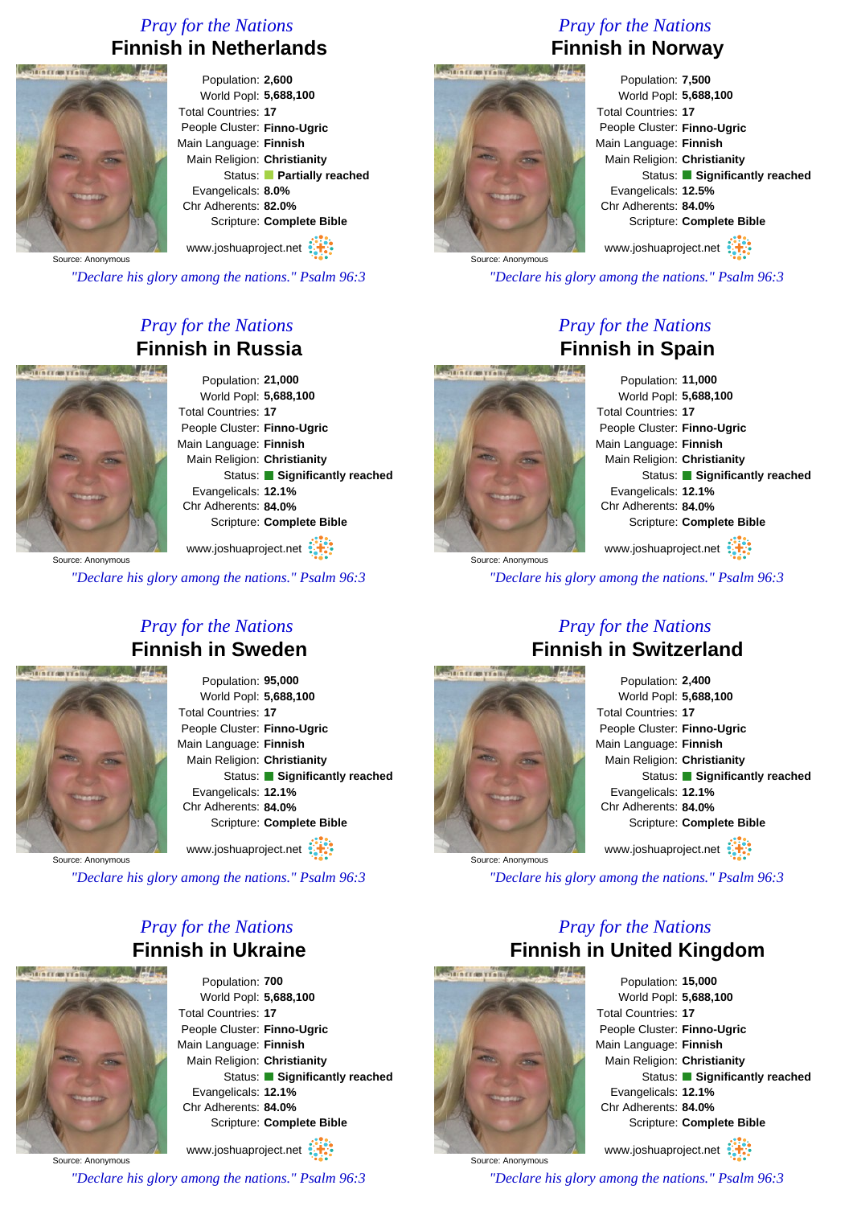*Pray for the Nations*

## Finnish in Netherlands

Source: Anonymous

Population: **2,600**
World Popl: **5,688,100**
Total Countries: **17**
People Cluster: **Finno-Ugric**
Main Language: **Finnish**
Main Religion: **Christianity**
Status: **Partially reached**
Evangelicals: **8.0%**
Chr Adherents: **82.0%**
Scripture: **Complete Bible**

www.joshuaproject.net

*"Declare his glory among the nations." Psalm 96:3*

*Pray for the Nations*

## Finnish in Norway

Source: Anonymous

Population: **7,500**
World Popl: **5,688,100**
Total Countries: **17**
People Cluster: **Finno-Ugric**
Main Language: **Finnish**
Main Religion: **Christianity**
Status: **Significantly reached**
Evangelicals: **12.5%**
Chr Adherents: **84.0%**
Scripture: **Complete Bible**

www.joshuaproject.net

*"Declare his glory among the nations." Psalm 96:3*

*Pray for the Nations*

## Finnish in Russia

Source: Anonymous

Population: **21,000**
World Popl: **5,688,100**
Total Countries: **17**
People Cluster: **Finno-Ugric**
Main Language: **Finnish**
Main Religion: **Christianity**
Status: **Significantly reached**
Evangelicals: **12.1%**
Chr Adherents: **84.0%**
Scripture: **Complete Bible**

www.joshuaproject.net

*"Declare his glory among the nations." Psalm 96:3*

*Pray for the Nations*

## Finnish in Spain

Source: Anonymous

Population: **11,000**
World Popl: **5,688,100**
Total Countries: **17**
People Cluster: **Finno-Ugric**
Main Language: **Finnish**
Main Religion: **Christianity**
Status: **Significantly reached**
Evangelicals: **12.1%**
Chr Adherents: **84.0%**
Scripture: **Complete Bible**

www.joshuaproject.net

*"Declare his glory among the nations." Psalm 96:3*

*Pray for the Nations*

## Finnish in Sweden

Source: Anonymous

Population: **95,000**
World Popl: **5,688,100**
Total Countries: **17**
People Cluster: **Finno-Ugric**
Main Language: **Finnish**
Main Religion: **Christianity**
Status: **Significantly reached**
Evangelicals: **12.1%**
Chr Adherents: **84.0%**
Scripture: **Complete Bible**

www.joshuaproject.net

*"Declare his glory among the nations." Psalm 96:3*

*Pray for the Nations*

## Finnish in Switzerland

Source: Anonymous

Population: **2,400**
World Popl: **5,688,100**
Total Countries: **17**
People Cluster: **Finno-Ugric**
Main Language: **Finnish**
Main Religion: **Christianity**
Status: **Significantly reached**
Evangelicals: **12.1%**
Chr Adherents: **84.0%**
Scripture: **Complete Bible**

www.joshuaproject.net

*"Declare his glory among the nations." Psalm 96:3*

*Pray for the Nations*

## Finnish in Ukraine

Source: Anonymous

Population: **700**
World Popl: **5,688,100**
Total Countries: **17**
People Cluster: **Finno-Ugric**
Main Language: **Finnish**
Main Religion: **Christianity**
Status: **Significantly reached**
Evangelicals: **12.1%**
Chr Adherents: **84.0%**
Scripture: **Complete Bible**

www.joshuaproject.net

*"Declare his glory among the nations." Psalm 96:3*

*Pray for the Nations*

## Finnish in United Kingdom

Source: Anonymous

Population: **15,000**
World Popl: **5,688,100**
Total Countries: **17**
People Cluster: **Finno-Ugric**
Main Language: **Finnish**
Main Religion: **Christianity**
Status: **Significantly reached**
Evangelicals: **12.1%**
Chr Adherents: **84.0%**
Scripture: **Complete Bible**

www.joshuaproject.net

*"Declare his glory among the nations." Psalm 96:3*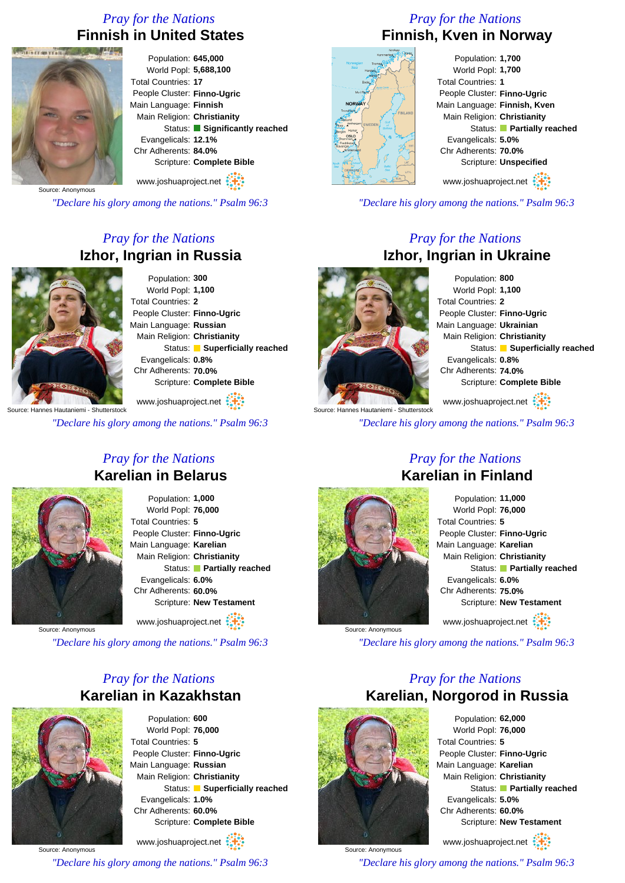*Pray for the Nations*

## Finnish in United States

Source: Anonymous

Population: **645,000**
World Popl: **5,688,100**
Total Countries: **17**
People Cluster: **Finno-Ugric**
Main Language: **Finnish**
Main Religion: **Christianity**
Status: **Significantly reached**
Evangelicals: **12.1%**
Chr Adherents: **84.0%**
Scripture: **Complete Bible**

www.joshuaproject.net

*"Declare his glory among the nations." Psalm 96:3*

*Pray for the Nations*

## Finnish, Kven in Norway

Population: **1,700**
World Popl: **1,700**
Total Countries: **1**
People Cluster: **Finno-Ugric**
Main Language: **Finnish, Kven**
Main Religion: **Christianity**
Status: **Partially reached**
Evangelicals: **5.0%**
Chr Adherents: **70.0%**
Scripture: **Unspecified**

www.joshuaproject.net

*"Declare his glory among the nations." Psalm 96:3*

*Pray for the Nations*

## Izhor, Ingrian in Russia

Source: Hannes Hautaniemi - Shutterstock

Population: **300**
World Popl: **1,100**
Total Countries: **2**
People Cluster: **Finno-Ugric**
Main Language: **Russian**
Main Religion: **Christianity**
Status: **Superficially reached**
Evangelicals: **0.8%**
Chr Adherents: **70.0%**
Scripture: **Complete Bible**

www.joshuaproject.net

*"Declare his glory among the nations." Psalm 96:3*

*Pray for the Nations*

## Izhor, Ingrian in Ukraine

Source: Hannes Hautaniemi - Shutterstock

Population: **800**
World Popl: **1,100**
Total Countries: **2**
People Cluster: **Finno-Ugric**
Main Language: **Ukrainian**
Main Religion: **Christianity**
Status: **Superficially reached**
Evangelicals: **0.8%**
Chr Adherents: **74.0%**
Scripture: **Complete Bible**

www.joshuaproject.net

*"Declare his glory among the nations." Psalm 96:3*

*Pray for the Nations*

## Karelian in Belarus

Source: Anonymous

Population: **1,000**
World Popl: **76,000**
Total Countries: **5**
People Cluster: **Finno-Ugric**
Main Language: **Karelian**
Main Religion: **Christianity**
Status: **Partially reached**
Evangelicals: **6.0%**
Chr Adherents: **60.0%**
Scripture: **New Testament**

www.joshuaproject.net

*"Declare his glory among the nations." Psalm 96:3*

*Pray for the Nations*

## Karelian in Finland

Source: Anonymous

Population: **11,000**
World Popl: **76,000**
Total Countries: **5**
People Cluster: **Finno-Ugric**
Main Language: **Karelian**
Main Religion: **Christianity**
Status: **Partially reached**
Evangelicals: **6.0%**
Chr Adherents: **75.0%**
Scripture: **New Testament**

www.joshuaproject.net

*"Declare his glory among the nations." Psalm 96:3*

*Pray for the Nations*

## Karelian in Kazakhstan

Source: Anonymous

Population: **600**
World Popl: **76,000**
Total Countries: **5**
People Cluster: **Finno-Ugric**
Main Language: **Russian**
Main Religion: **Christianity**
Status: **Superficially reached**
Evangelicals: **1.0%**
Chr Adherents: **60.0%**
Scripture: **Complete Bible**

www.joshuaproject.net

*"Declare his glory among the nations." Psalm 96:3*

*Pray for the Nations*

## Karelian, Norgorod in Russia

Source: Anonymous

Population: **62,000**
World Popl: **76,000**
Total Countries: **5**
People Cluster: **Finno-Ugric**
Main Language: **Karelian**
Main Religion: **Christianity**
Status: **Partially reached**
Evangelicals: **5.0%**
Chr Adherents: **60.0%**
Scripture: **New Testament**

www.joshuaproject.net

*"Declare his glory among the nations." Psalm 96:3*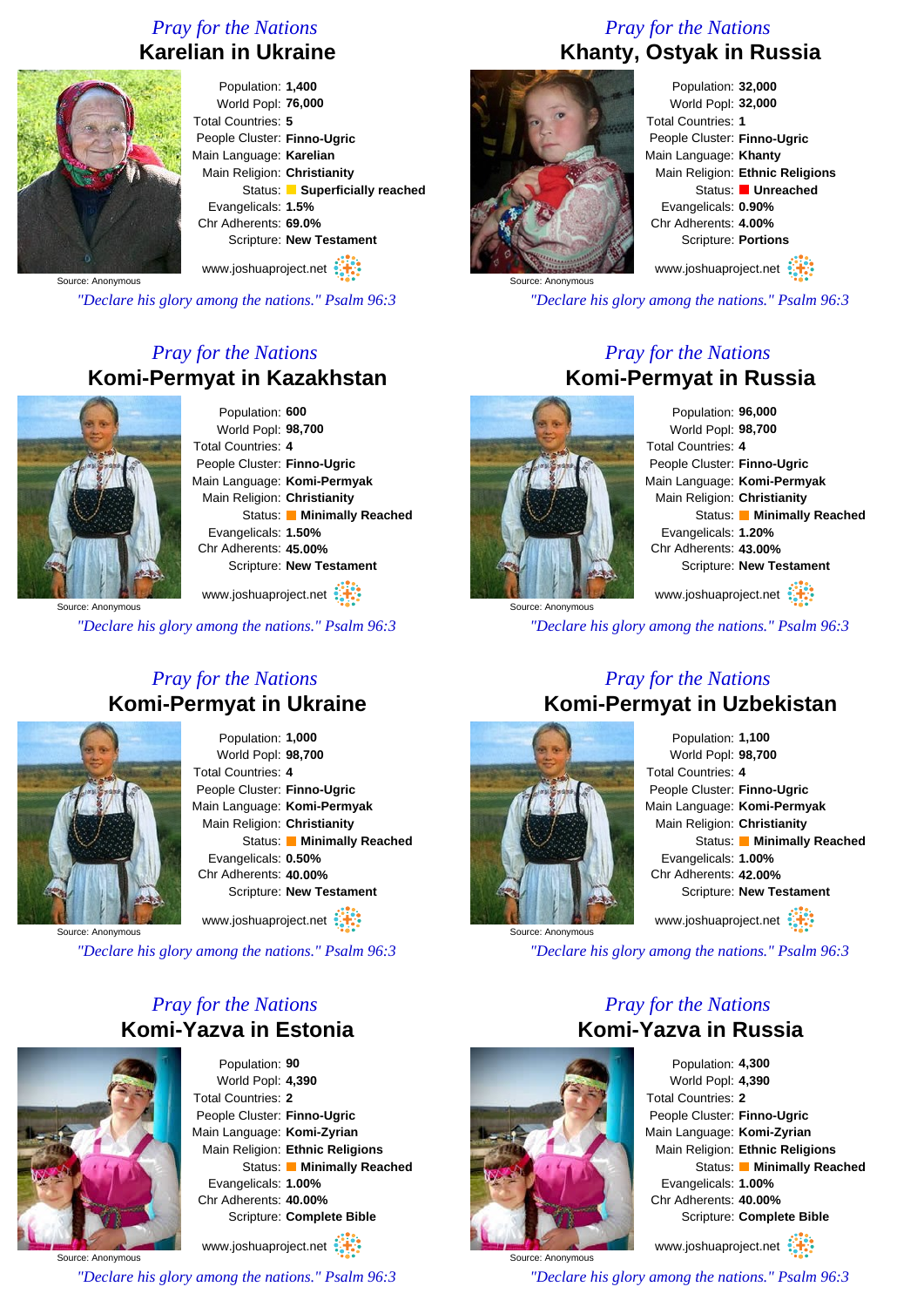*Pray for the Nations*

## Karelian in Ukraine

Source: Anonymous

Population: **1,400**
World Popl: **76,000**
Total Countries: **5**
People Cluster: **Finno-Ugric**
Main Language: **Karelian**
Main Religion: **Christianity**
Status: **Superficially reached**
Evangelicals: **1.5%**
Chr Adherents: **69.0%**
Scripture: **New Testament**

www.joshuaproject.net

*"Declare his glory among the nations." Psalm 96:3*

*Pray for the Nations*

## Khanty, Ostyak in Russia

Source: Anonymous

Population: **32,000**
World Popl: **32,000**
Total Countries: **1**
People Cluster: **Finno-Ugric**
Main Language: **Khanty**
Main Religion: **Ethnic Religions**
Status: **Unreached**
Evangelicals: **0.90%**
Chr Adherents: **4.00%**
Scripture: **Portions**

www.joshuaproject.net

*"Declare his glory among the nations." Psalm 96:3*

*Pray for the Nations*

## Komi-Permyat in Kazakhstan

Source: Anonymous

Population: **600**
World Popl: **98,700**
Total Countries: **4**
People Cluster: **Finno-Ugric**
Main Language: **Komi-Permyak**
Main Religion: **Christianity**
Status: **Minimally Reached**
Evangelicals: **1.50%**
Chr Adherents: **45.00%**
Scripture: **New Testament**

www.joshuaproject.net

*"Declare his glory among the nations." Psalm 96:3*

*Pray for the Nations*

## Komi-Permyat in Russia

Source: Anonymous

Population: **96,000**
World Popl: **98,700**
Total Countries: **4**
People Cluster: **Finno-Ugric**
Main Language: **Komi-Permyak**
Main Religion: **Christianity**
Status: **Minimally Reached**
Evangelicals: **1.20%**
Chr Adherents: **43.00%**
Scripture: **New Testament**

www.joshuaproject.net

*"Declare his glory among the nations." Psalm 96:3*

*Pray for the Nations*

## Komi-Permyat in Ukraine

Source: Anonymous

Population: **1,000**
World Popl: **98,700**
Total Countries: **4**
People Cluster: **Finno-Ugric**
Main Language: **Komi-Permyak**
Main Religion: **Christianity**
Status: **Minimally Reached**
Evangelicals: **0.50%**
Chr Adherents: **40.00%**
Scripture: **New Testament**

www.joshuaproject.net

*"Declare his glory among the nations." Psalm 96:3*

*Pray for the Nations*

## Komi-Permyat in Uzbekistan

Source: Anonymous

Population: **1,100**
World Popl: **98,700**
Total Countries: **4**
People Cluster: **Finno-Ugric**
Main Language: **Komi-Permyak**
Main Religion: **Christianity**
Status: **Minimally Reached**
Evangelicals: **1.00%**
Chr Adherents: **42.00%**
Scripture: **New Testament**

www.joshuaproject.net

*"Declare his glory among the nations." Psalm 96:3*

*Pray for the Nations*

## Komi-Yazva in Estonia

Source: Anonymous

Population: **90**
World Popl: **4,390**
Total Countries: **2**
People Cluster: **Finno-Ugric**
Main Language: **Komi-Zyrian**
Main Religion: **Ethnic Religions**
Status: **Minimally Reached**
Evangelicals: **1.00%**
Chr Adherents: **40.00%**
Scripture: **Complete Bible**

www.joshuaproject.net

*"Declare his glory among the nations." Psalm 96:3*

*Pray for the Nations*

## Komi-Yazva in Russia

Source: Anonymous

Population: **4,300**
World Popl: **4,390**
Total Countries: **2**
People Cluster: **Finno-Ugric**
Main Language: **Komi-Zyrian**
Main Religion: **Ethnic Religions**
Status: **Minimally Reached**
Evangelicals: **1.00%**
Chr Adherents: **40.00%**
Scripture: **Complete Bible**

www.joshuaproject.net

*"Declare his glory among the nations." Psalm 96:3*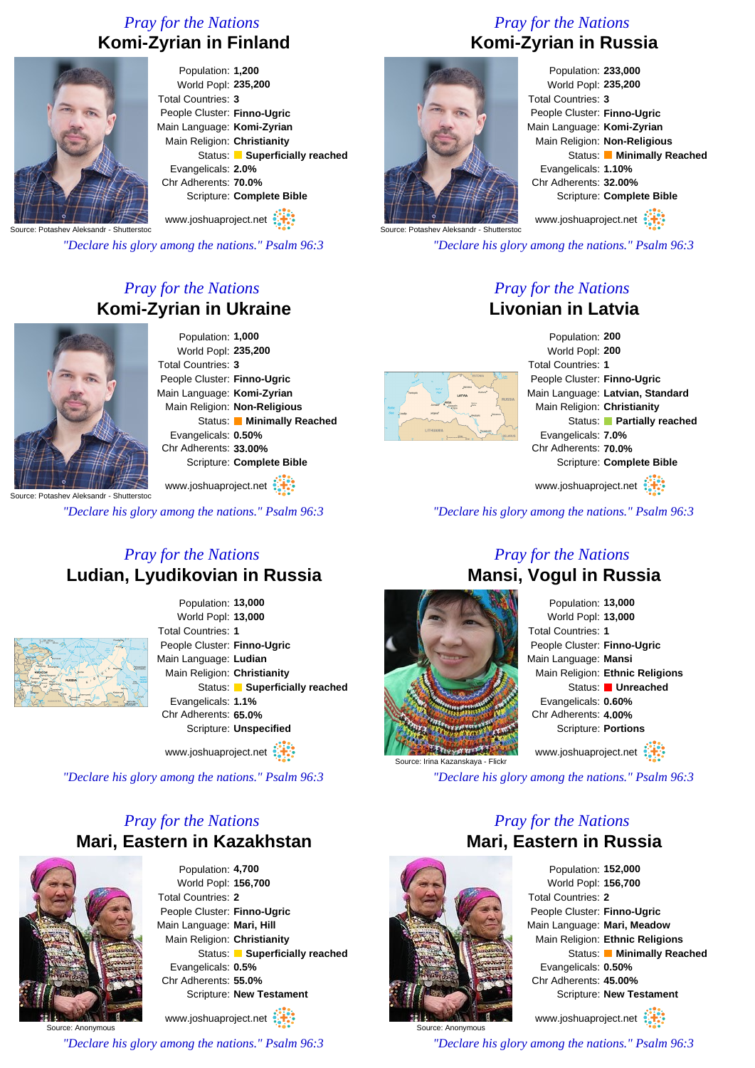## Pray for the Nations
# Komi-Zyrian in Finland

Source: Potashev Aleksandr - Shutterstoc

Population: **1,200**
World Popl: **235,200**
Total Countries: **3**
People Cluster: **Finno-Ugric**
Main Language: **Komi-Zyrian**
Main Religion: **Christianity**
Status: **Superficially reached**
Evangelicals: **2.0%**
Chr Adherents: **70.0%**
Scripture: **Complete Bible**

www.joshuaproject.net

*"Declare his glory among the nations." Psalm 96:3*

## Pray for the Nations
# Komi-Zyrian in Russia

Source: Potashev Aleksandr - Shutterstoc

Population: **233,000**
World Popl: **235,200**
Total Countries: **3**
People Cluster: **Finno-Ugric**
Main Language: **Komi-Zyrian**
Main Religion: **Non-Religious**
Status: **Minimally Reached**
Evangelicals: **1.10%**
Chr Adherents: **32.00%**
Scripture: **Complete Bible**

www.joshuaproject.net

*"Declare his glory among the nations." Psalm 96:3*

## Pray for the Nations
# Komi-Zyrian in Ukraine

Source: Potashev Aleksandr - Shutterstoc

Population: **1,000**
World Popl: **235,200**
Total Countries: **3**
People Cluster: **Finno-Ugric**
Main Language: **Komi-Zyrian**
Main Religion: **Non-Religious**
Status: **Minimally Reached**
Evangelicals: **0.50%**
Chr Adherents: **33.00%**
Scripture: **Complete Bible**

www.joshuaproject.net

*"Declare his glory among the nations." Psalm 96:3*

## Pray for the Nations
# Livonian in Latvia

Population: **200**
World Popl: **200**
Total Countries: **1**
People Cluster: **Finno-Ugric**
Main Language: **Latvian, Standard**
Main Religion: **Christianity**
Status: **Partially reached**
Evangelicals: **7.0%**
Chr Adherents: **70.0%**
Scripture: **Complete Bible**

www.joshuaproject.net

*"Declare his glory among the nations." Psalm 96:3*

## Pray for the Nations
# Ludian, Lyudikovian in Russia

Population: **13,000**
World Popl: **13,000**
Total Countries: **1**
People Cluster: **Finno-Ugric**
Main Language: **Ludian**
Main Religion: **Christianity**
Status: **Superficially reached**
Evangelicals: **1.1%**
Chr Adherents: **65.0%**
Scripture: **Unspecified**

www.joshuaproject.net

*"Declare his glory among the nations." Psalm 96:3*

## Pray for the Nations
# Mansi, Vogul in Russia

Source: Irina Kazanskaya - Flickr

Population: **13,000**
World Popl: **13,000**
Total Countries: **1**
People Cluster: **Finno-Ugric**
Main Language: **Mansi**
Main Religion: **Ethnic Religions**
Status: **Unreached**
Evangelicals: **0.60%**
Chr Adherents: **4.00%**
Scripture: **Portions**

www.joshuaproject.net

*"Declare his glory among the nations." Psalm 96:3*

## Pray for the Nations
# Mari, Eastern in Kazakhstan

Source: Anonymous

Population: **4,700**
World Popl: **156,700**
Total Countries: **2**
People Cluster: **Finno-Ugric**
Main Language: **Mari, Hill**
Main Religion: **Christianity**
Status: **Superficially reached**
Evangelicals: **0.5%**
Chr Adherents: **55.0%**
Scripture: **New Testament**

www.joshuaproject.net

*"Declare his glory among the nations." Psalm 96:3*

## Pray for the Nations
# Mari, Eastern in Russia

Source: Anonymous

Population: **152,000**
World Popl: **156,700**
Total Countries: **2**
People Cluster: **Finno-Ugric**
Main Language: **Mari, Meadow**
Main Religion: **Ethnic Religions**
Status: **Minimally Reached**
Evangelicals: **0.50%**
Chr Adherents: **45.00%**
Scripture: **New Testament**

www.joshuaproject.net

*"Declare his glory among the nations." Psalm 96:3*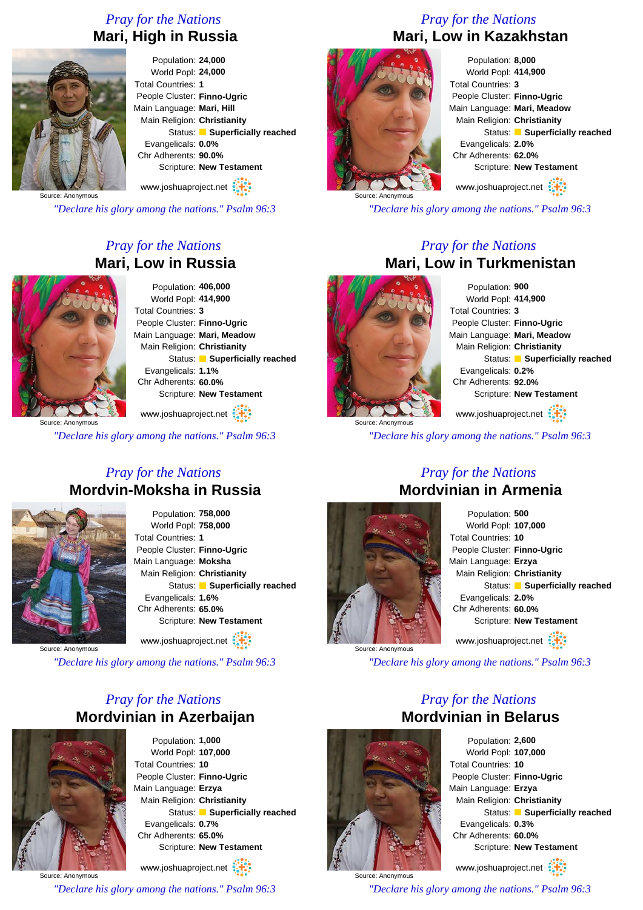## Pray for the Nations
# Mari, High in Russia

Population: **24,000**
World Popl: **24,000**
Total Countries: **1**
People Cluster: **Finno-Ugric**
Main Language: **Mari, Hill**
Main Religion: **Christianity**
Status: **Superficially reached**
Evangelicals: **0.0%**
Chr Adherents: **90.0%**
Scripture: **New Testament**

Source: Anonymous

www.joshuaproject.net

*"Declare his glory among the nations." Psalm 96:3*

## Pray for the Nations
# Mari, Low in Kazakhstan

Population: **8,000**
World Popl: **414,900**
Total Countries: **3**
People Cluster: **Finno-Ugric**
Main Language: **Mari, Meadow**
Main Religion: **Christianity**
Status: **Superficially reached**
Evangelicals: **2.0%**
Chr Adherents: **62.0%**
Scripture: **New Testament**

Source: Anonymous

www.joshuaproject.net

*"Declare his glory among the nations." Psalm 96:3*

## Pray for the Nations
# Mari, Low in Russia

Population: **406,000**
World Popl: **414,900**
Total Countries: **3**
People Cluster: **Finno-Ugric**
Main Language: **Mari, Meadow**
Main Religion: **Christianity**
Status: **Superficially reached**
Evangelicals: **1.1%**
Chr Adherents: **60.0%**
Scripture: **New Testament**

Source: Anonymous

www.joshuaproject.net

*"Declare his glory among the nations." Psalm 96:3*

## Pray for the Nations
# Mari, Low in Turkmenistan

Population: **900**
World Popl: **414,900**
Total Countries: **3**
People Cluster: **Finno-Ugric**
Main Language: **Mari, Meadow**
Main Religion: **Christianity**
Status: **Superficially reached**
Evangelicals: **0.2%**
Chr Adherents: **92.0%**
Scripture: **New Testament**

Source: Anonymous

www.joshuaproject.net

*"Declare his glory among the nations." Psalm 96:3*

## Pray for the Nations
# Mordvin-Moksha in Russia

Population: **758,000**
World Popl: **758,000**
Total Countries: **1**
People Cluster: **Finno-Ugric**
Main Language: **Moksha**
Main Religion: **Christianity**
Status: **Superficially reached**
Evangelicals: **1.6%**
Chr Adherents: **65.0%**
Scripture: **New Testament**

Source: Anonymous

www.joshuaproject.net

*"Declare his glory among the nations." Psalm 96:3*

## Pray for the Nations
# Mordvinian in Armenia

Population: **500**
World Popl: **107,000**
Total Countries: **10**
People Cluster: **Finno-Ugric**
Main Language: **Erzya**
Main Religion: **Christianity**
Status: **Superficially reached**
Evangelicals: **2.0%**
Chr Adherents: **60.0%**
Scripture: **New Testament**

Source: Anonymous

www.joshuaproject.net

*"Declare his glory among the nations." Psalm 96:3*

## Pray for the Nations
# Mordvinian in Azerbaijan

Population: **1,000**
World Popl: **107,000**
Total Countries: **10**
People Cluster: **Finno-Ugric**
Main Language: **Erzya**
Main Religion: **Christianity**
Status: **Superficially reached**
Evangelicals: **0.7%**
Chr Adherents: **65.0%**
Scripture: **New Testament**

Source: Anonymous

www.joshuaproject.net

*"Declare his glory among the nations." Psalm 96:3*

## Pray for the Nations
# Mordvinian in Belarus

Population: **2,600**
World Popl: **107,000**
Total Countries: **10**
People Cluster: **Finno-Ugric**
Main Language: **Erzya**
Main Religion: **Christianity**
Status: **Superficially reached**
Evangelicals: **0.3%**
Chr Adherents: **60.0%**
Scripture: **New Testament**

Source: Anonymous

www.joshuaproject.net

*"Declare his glory among the nations." Psalm 96:3*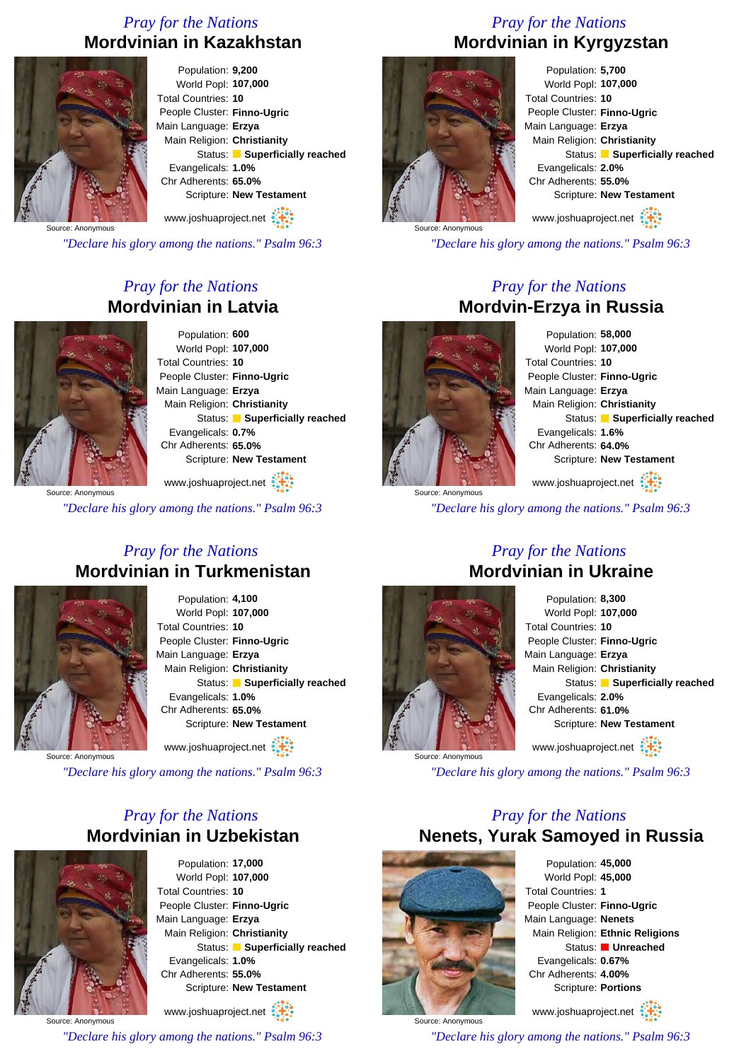*Pray for the Nations*

## Mordvinian in Kazakhstan

Source: Anonymous

Population: **9,200**
World Popl: **107,000**
Total Countries: **10**
People Cluster: **Finno-Ugric**
Main Language: **Erzya**
Main Religion: **Christianity**
Status: **Superficially reached**
Evangelicals: **1.0%**
Chr Adherents: **65.0%**
Scripture: **New Testament**

www.joshuaproject.net

*"Declare his glory among the nations." Psalm 96:3*

*Pray for the Nations*

## Mordvinian in Kyrgyzstan

Source: Anonymous

Population: **5,700**
World Popl: **107,000**
Total Countries: **10**
People Cluster: **Finno-Ugric**
Main Language: **Erzya**
Main Religion: **Christianity**
Status: **Superficially reached**
Evangelicals: **2.0%**
Chr Adherents: **55.0%**
Scripture: **New Testament**

www.joshuaproject.net

*"Declare his glory among the nations." Psalm 96:3*

*Pray for the Nations*

## Mordvinian in Latvia

Source: Anonymous

Population: **600**
World Popl: **107,000**
Total Countries: **10**
People Cluster: **Finno-Ugric**
Main Language: **Erzya**
Main Religion: **Christianity**
Status: **Superficially reached**
Evangelicals: **0.7%**
Chr Adherents: **65.0%**
Scripture: **New Testament**

www.joshuaproject.net

*"Declare his glory among the nations." Psalm 96:3*

*Pray for the Nations*

## Mordvin-Erzya in Russia

Source: Anonymous

Population: **58,000**
World Popl: **107,000**
Total Countries: **10**
People Cluster: **Finno-Ugric**
Main Language: **Erzya**
Main Religion: **Christianity**
Status: **Superficially reached**
Evangelicals: **1.6%**
Chr Adherents: **64.0%**
Scripture: **New Testament**

www.joshuaproject.net

*"Declare his glory among the nations." Psalm 96:3*

*Pray for the Nations*

## Mordvinian in Turkmenistan

Source: Anonymous

Population: **4,100**
World Popl: **107,000**
Total Countries: **10**
People Cluster: **Finno-Ugric**
Main Language: **Erzya**
Main Religion: **Christianity**
Status: **Superficially reached**
Evangelicals: **1.0%**
Chr Adherents: **65.0%**
Scripture: **New Testament**

www.joshuaproject.net

*"Declare his glory among the nations." Psalm 96:3*

*Pray for the Nations*

## Mordvinian in Ukraine

Source: Anonymous

Population: **8,300**
World Popl: **107,000**
Total Countries: **10**
People Cluster: **Finno-Ugric**
Main Language: **Erzya**
Main Religion: **Christianity**
Status: **Superficially reached**
Evangelicals: **2.0%**
Chr Adherents: **61.0%**
Scripture: **New Testament**

www.joshuaproject.net

*"Declare his glory among the nations." Psalm 96:3*

*Pray for the Nations*

## Mordvinian in Uzbekistan

Source: Anonymous

Population: **17,000**
World Popl: **107,000**
Total Countries: **10**
People Cluster: **Finno-Ugric**
Main Language: **Erzya**
Main Religion: **Christianity**
Status: **Superficially reached**
Evangelicals: **1.0%**
Chr Adherents: **55.0%**
Scripture: **New Testament**

www.joshuaproject.net

*"Declare his glory among the nations." Psalm 96:3*

*Pray for the Nations*

## Nenets, Yurak Samoyed in Russia

Source: Anonymous

Population: **45,000**
World Popl: **45,000**
Total Countries: **1**
People Cluster: **Finno-Ugric**
Main Language: **Nenets**
Main Religion: **Ethnic Religions**
Status: **Unreached**
Evangelicals: **0.67%**
Chr Adherents: **4.00%**
Scripture: **Portions**

www.joshuaproject.net

*"Declare his glory among the nations." Psalm 96:3*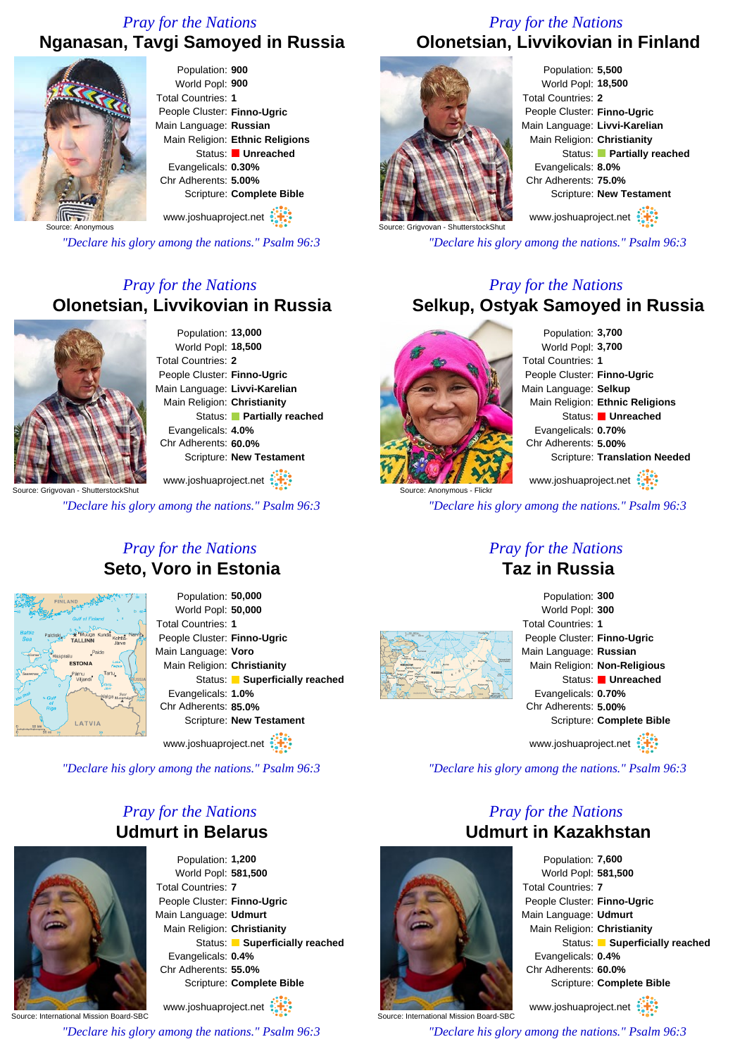## Pray for the Nations
### Nganasan, Tavgi Samoyed in Russia

Population: **900**
World Popl: **900**
Total Countries: **1**
People Cluster: **Finno-Ugric**
Main Language: **Russian**
Main Religion: **Ethnic Religions**
Status: **Unreached**
Evangelicals: **0.30%**
Chr Adherents: **5.00%**
Scripture: **Complete Bible**

Source: Anonymous

www.joshuaproject.net

*"Declare his glory among the nations." Psalm 96:3*

## Pray for the Nations
### Olonetsian, Livvikovian in Finland

Population: **5,500**
World Popl: **18,500**
Total Countries: **2**
People Cluster: **Finno-Ugric**
Main Language: **Livvi-Karelian**
Main Religion: **Christianity**
Status: **Partially reached**
Evangelicals: **8.0%**
Chr Adherents: **75.0%**
Scripture: **New Testament**

Source: Grigvovan - ShutterstockShut

www.joshuaproject.net

*"Declare his glory among the nations." Psalm 96:3*

## Pray for the Nations
### Olonetsian, Livvikovian in Russia

Population: **13,000**
World Popl: **18,500**
Total Countries: **2**
People Cluster: **Finno-Ugric**
Main Language: **Livvi-Karelian**
Main Religion: **Christianity**
Status: **Partially reached**
Evangelicals: **4.0%**
Chr Adherents: **60.0%**
Scripture: **New Testament**

Source: Grigvovan - ShutterstockShut

www.joshuaproject.net

*"Declare his glory among the nations." Psalm 96:3*

## Pray for the Nations
### Selkup, Ostyak Samoyed in Russia

Population: **3,700**
World Popl: **3,700**
Total Countries: **1**
People Cluster: **Finno-Ugric**
Main Language: **Selkup**
Main Religion: **Ethnic Religions**
Status: **Unreached**
Evangelicals: **0.70%**
Chr Adherents: **5.00%**
Scripture: **Translation Needed**

Source: Anonymous - Flickr

www.joshuaproject.net

*"Declare his glory among the nations." Psalm 96:3*

## Pray for the Nations
### Seto, Voro in Estonia

Population: **50,000**
World Popl: **50,000**
Total Countries: **1**
People Cluster: **Finno-Ugric**
Main Language: **Voro**
Main Religion: **Christianity**
Status: **Superficially reached**
Evangelicals: **1.0%**
Chr Adherents: **85.0%**
Scripture: **New Testament**

www.joshuaproject.net

*"Declare his glory among the nations." Psalm 96:3*

## Pray for the Nations
### Taz in Russia

Population: **300**
World Popl: **300**
Total Countries: **1**
People Cluster: **Finno-Ugric**
Main Language: **Russian**
Main Religion: **Non-Religious**
Status: **Unreached**
Evangelicals: **0.70%**
Chr Adherents: **5.00%**
Scripture: **Complete Bible**

www.joshuaproject.net

*"Declare his glory among the nations." Psalm 96:3*

## Pray for the Nations
### Udmurt in Belarus

Population: **1,200**
World Popl: **581,500**
Total Countries: **7**
People Cluster: **Finno-Ugric**
Main Language: **Udmurt**
Main Religion: **Christianity**
Status: **Superficially reached**
Evangelicals: **0.4%**
Chr Adherents: **55.0%**
Scripture: **Complete Bible**

Source: International Mission Board-SBC

www.joshuaproject.net

*"Declare his glory among the nations." Psalm 96:3*

## Pray for the Nations
### Udmurt in Kazakhstan

Population: **7,600**
World Popl: **581,500**
Total Countries: **7**
People Cluster: **Finno-Ugric**
Main Language: **Udmurt**
Main Religion: **Christianity**
Status: **Superficially reached**
Evangelicals: **0.4%**
Chr Adherents: **60.0%**
Scripture: **Complete Bible**

Source: International Mission Board-SBC

www.joshuaproject.net

*"Declare his glory among the nations." Psalm 96:3*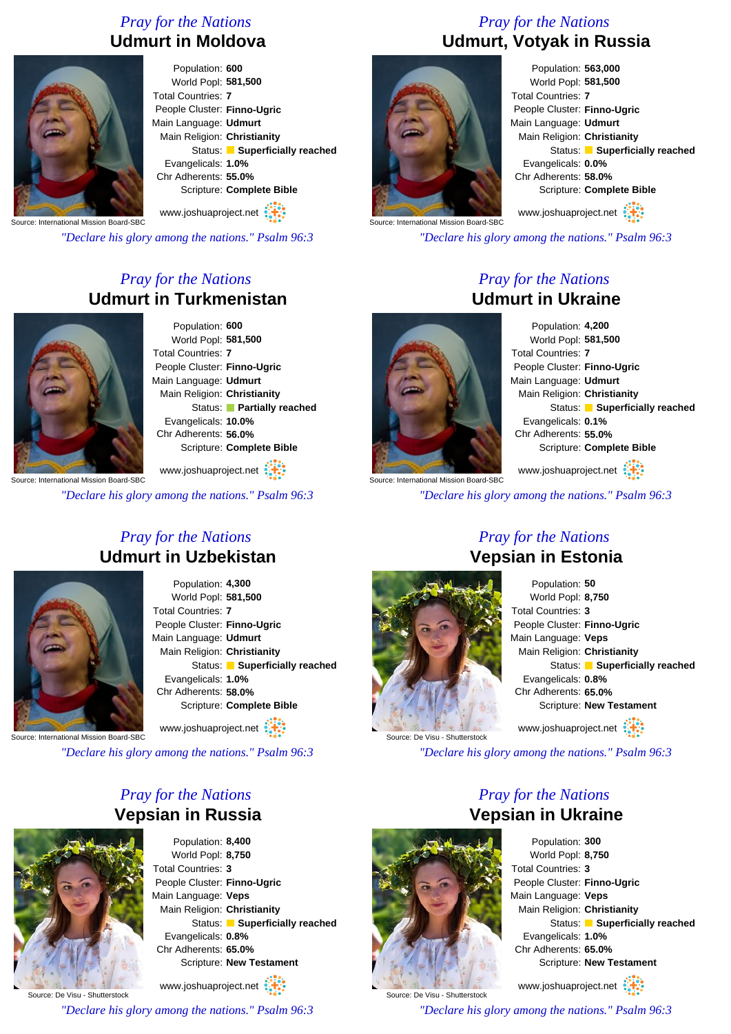*Pray for the Nations*

## Udmurt in Moldova

Population: **600**
World Popl: **581,500**
Total Countries: **7**
People Cluster: **Finno-Ugric**
Main Language: **Udmurt**
Main Religion: **Christianity**
Status: **Superficially reached**
Evangelicals: **1.0%**
Chr Adherents: **55.0%**
Scripture: **Complete Bible**

Source: International Mission Board-SBC

www.joshuaproject.net

*"Declare his glory among the nations." Psalm 96:3*

*Pray for the Nations*

## Udmurt, Votyak in Russia

Population: **563,000**
World Popl: **581,500**
Total Countries: **7**
People Cluster: **Finno-Ugric**
Main Language: **Udmurt**
Main Religion: **Christianity**
Status: **Superficially reached**
Evangelicals: **0.0%**
Chr Adherents: **58.0%**
Scripture: **Complete Bible**

Source: International Mission Board-SBC

www.joshuaproject.net

*"Declare his glory among the nations." Psalm 96:3*

*Pray for the Nations*

## Udmurt in Turkmenistan

Population: **600**
World Popl: **581,500**
Total Countries: **7**
People Cluster: **Finno-Ugric**
Main Language: **Udmurt**
Main Religion: **Christianity**
Status: **Partially reached**
Evangelicals: **10.0%**
Chr Adherents: **56.0%**
Scripture: **Complete Bible**

Source: International Mission Board-SBC

www.joshuaproject.net

*"Declare his glory among the nations." Psalm 96:3*

*Pray for the Nations*

## Udmurt in Ukraine

Population: **4,200**
World Popl: **581,500**
Total Countries: **7**
People Cluster: **Finno-Ugric**
Main Language: **Udmurt**
Main Religion: **Christianity**
Status: **Superficially reached**
Evangelicals: **0.1%**
Chr Adherents: **55.0%**
Scripture: **Complete Bible**

Source: International Mission Board-SBC

www.joshuaproject.net

*"Declare his glory among the nations." Psalm 96:3*

*Pray for the Nations*

## Udmurt in Uzbekistan

Population: **4,300**
World Popl: **581,500**
Total Countries: **7**
People Cluster: **Finno-Ugric**
Main Language: **Udmurt**
Main Religion: **Christianity**
Status: **Superficially reached**
Evangelicals: **1.0%**
Chr Adherents: **58.0%**
Scripture: **Complete Bible**

Source: International Mission Board-SBC

www.joshuaproject.net

*"Declare his glory among the nations." Psalm 96:3*

*Pray for the Nations*

## Vepsian in Estonia

Population: **50**
World Popl: **8,750**
Total Countries: **3**
People Cluster: **Finno-Ugric**
Main Language: **Veps**
Main Religion: **Christianity**
Status: **Superficially reached**
Evangelicals: **0.8%**
Chr Adherents: **65.0%**
Scripture: **New Testament**

Source: De Visu - Shutterstock

www.joshuaproject.net

*"Declare his glory among the nations." Psalm 96:3*

*Pray for the Nations*

## Vepsian in Russia

Population: **8,400**
World Popl: **8,750**
Total Countries: **3**
People Cluster: **Finno-Ugric**
Main Language: **Veps**
Main Religion: **Christianity**
Status: **Superficially reached**
Evangelicals: **0.8%**
Chr Adherents: **65.0%**
Scripture: **New Testament**

Source: De Visu - Shutterstock

www.joshuaproject.net

*"Declare his glory among the nations." Psalm 96:3*

*Pray for the Nations*

## Vepsian in Ukraine

Population: **300**
World Popl: **8,750**
Total Countries: **3**
People Cluster: **Finno-Ugric**
Main Language: **Veps**
Main Religion: **Christianity**
Status: **Superficially reached**
Evangelicals: **1.0%**
Chr Adherents: **65.0%**
Scripture: **New Testament**

Source: De Visu - Shutterstock

www.joshuaproject.net

*"Declare his glory among the nations." Psalm 96:3*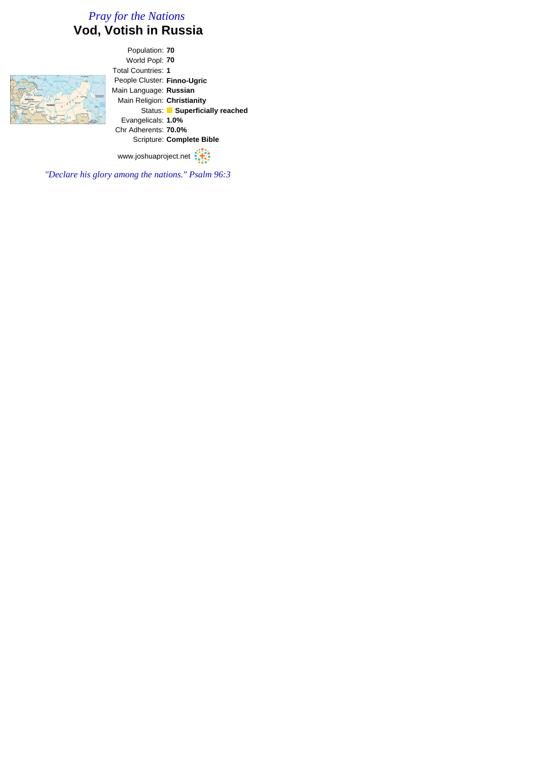*Pray for the Nations*

# Vod, Votish in Russia

Population: **70**
World Popl: **70**
Total Countries: **1**
People Cluster: **Finno-Ugric**
Main Language: **Russian**
Main Religion: **Christianity**
Status: **Superficially reached**
Evangelicals: **1.0%**
Chr Adherents: **70.0%**
Scripture: **Complete Bible**

www.joshuaproject.net

*"Declare his glory among the nations." Psalm 96:3*